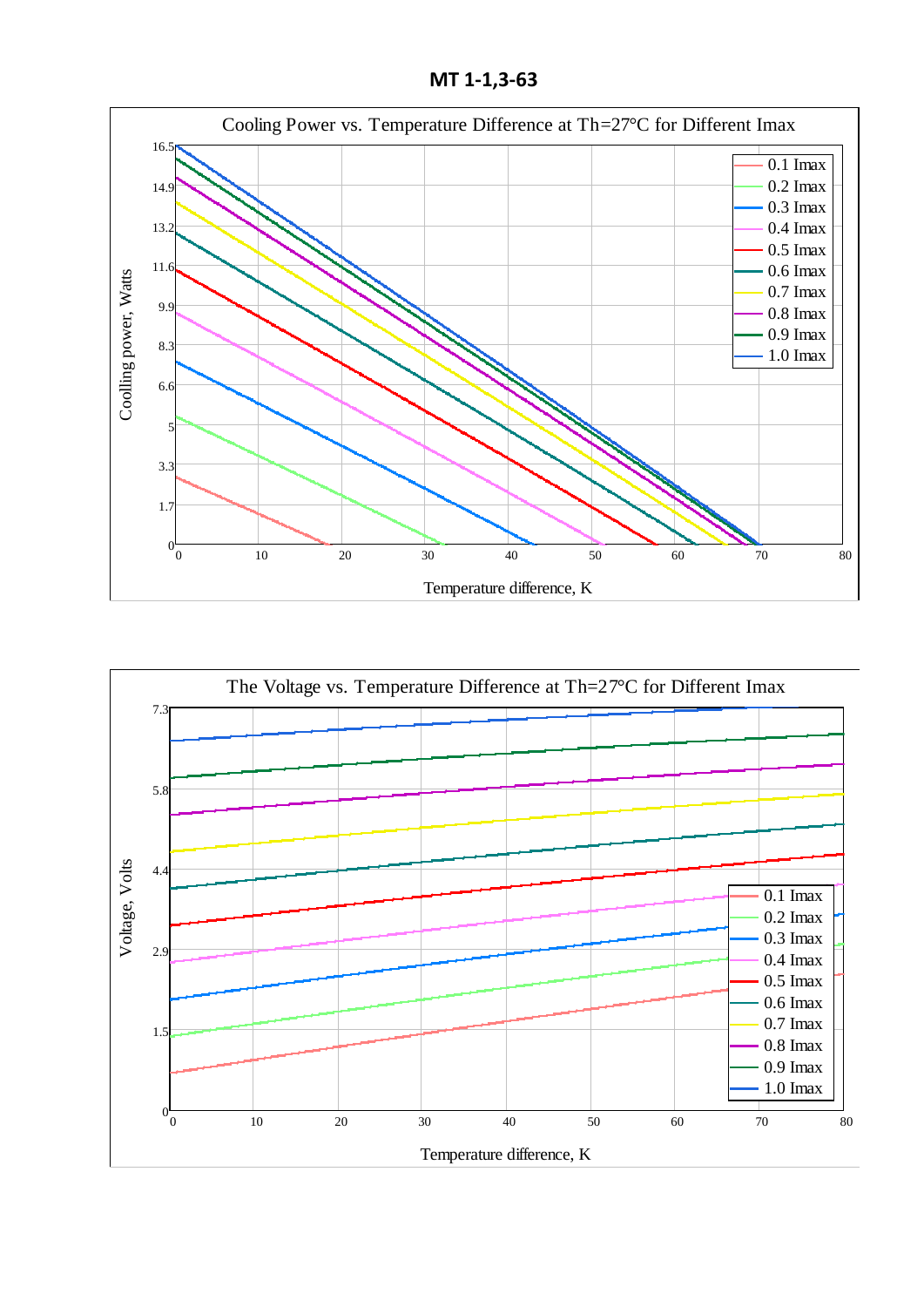# MT 1-1,3-63

Cooling Power vs. Temperature Difference at Th=27°C for Different Imax

Voltage vs. Temperature Difference at Th=27°C for Different Imax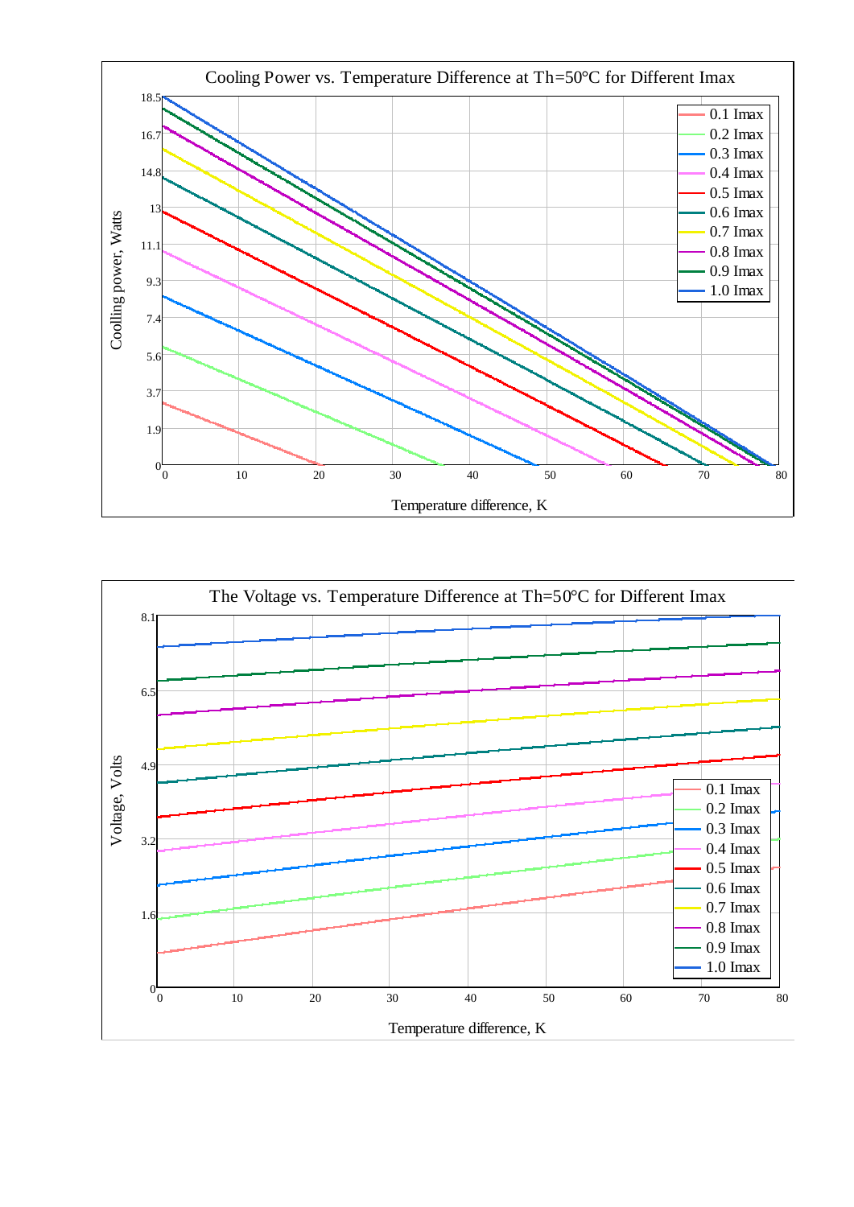Cooling Power vs. Temperature Difference at Th=50°C for Different Imax

Coolling power, Watts

18.5
16.7
14.8
13
11.1
9.3
7.4
5.6
3.7
1.9
0

0 10 20 30 40 50 60 70 80

Temperature difference, K

0.1 Imax
0.2 Imax
0.3 Imax
0.4 Imax
0.5 Imax
0.6 Imax
0.7 Imax
0.8 Imax
0.9 Imax
1.0 Imax

The Voltage vs. Temperature Difference at Th=50°C for Different Imax

Voltage, Volts

8.1
6.5
4.9
3.2
1.6
0

0 10 20 30 40 50 60 70 80

Temperature difference, K

0.1 Imax
0.2 Imax
0.3 Imax
0.4 Imax
0.5 Imax
0.6 Imax
0.7 Imax
0.8 Imax
0.9 Imax
1.0 Imax